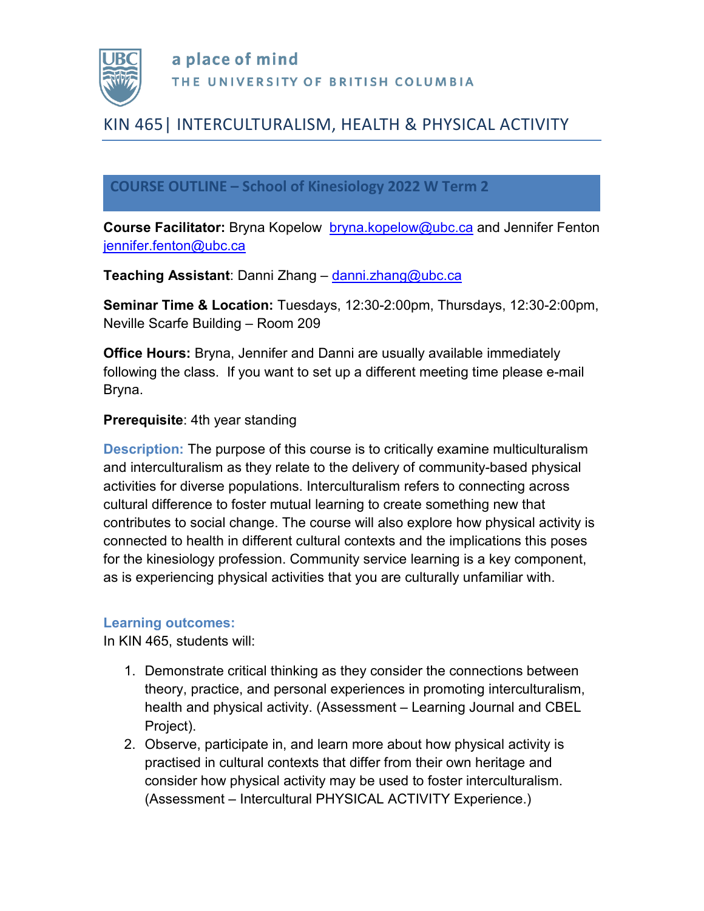a place of mind

THE UNIVERSITY OF BRITISH COLUMBIA

# KIN 465 | INTERCULTURALISM, HEALTH & PHYSICAL ACTIVITY

## COURSE OUTLINE – School of Kinesiology 2022 W Term 2

**Course Facilitator:** Bryna Kopelow bryna.kopelow@ubc.ca and Jennifer Fenton jennifer.fenton@ubc.ca

**Teaching Assistant**: Danni Zhang – danni.zhang@ubc.ca

**Seminar Time & Location:** Tuesdays, 12:30-2:00pm, Thursdays, 12:30-2:00pm, Neville Scarfe Building – Room 209

**Office Hours:** Bryna, Jennifer and Danni are usually available immediately following the class. If you want to set up a different meeting time please e-mail Bryna.

**Prerequisite**: 4th year standing

**Description:** The purpose of this course is to critically examine multiculturalism and interculturalism as they relate to the delivery of community-based physical activities for diverse populations. Interculturalism refers to connecting across cultural difference to foster mutual learning to create something new that contributes to social change. The course will also explore how physical activity is connected to health in different cultural contexts and the implications this poses for the kinesiology profession. Community service learning is a key component, as is experiencing physical activities that you are culturally unfamiliar with.

**Learning outcomes:**

In KIN 465, students will:

1. Demonstrate critical thinking as they consider the connections between theory, practice, and personal experiences in promoting interculturalism, health and physical activity. (Assessment – Learning Journal and CBEL Project).
2. Observe, participate in, and learn more about how physical activity is practised in cultural contexts that differ from their own heritage and consider how physical activity may be used to foster interculturalism. (Assessment – Intercultural PHYSICAL ACTIVITY Experience.)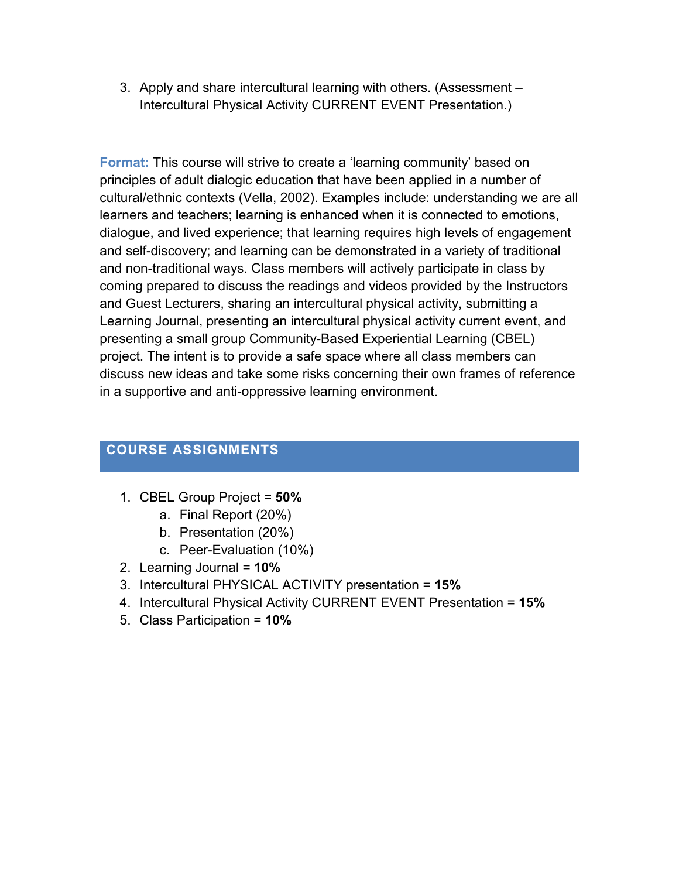3. Apply and share intercultural learning with others. (Assessment – Intercultural Physical Activity CURRENT EVENT Presentation.)

**Format:** This course will strive to create a 'learning community' based on principles of adult dialogic education that have been applied in a number of cultural/ethnic contexts (Vella, 2002). Examples include: understanding we are all learners and teachers; learning is enhanced when it is connected to emotions, dialogue, and lived experience; that learning requires high levels of engagement and self-discovery; and learning can be demonstrated in a variety of traditional and non-traditional ways. Class members will actively participate in class by coming prepared to discuss the readings and videos provided by the Instructors and Guest Lecturers, sharing an intercultural physical activity, submitting a Learning Journal, presenting an intercultural physical activity current event, and presenting a small group Community-Based Experiential Learning (CBEL) project. The intent is to provide a safe space where all class members can discuss new ideas and take some risks concerning their own frames of reference in a supportive and anti-oppressive learning environment.

## COURSE ASSIGNMENTS

1. CBEL Group Project = **50%**
   a. Final Report (20%)
   b. Presentation (20%)
   c. Peer-Evaluation (10%)
2. Learning Journal = **10%**
3. Intercultural PHYSICAL ACTIVITY presentation = **15%**
4. Intercultural Physical Activity CURRENT EVENT Presentation = **15%**
5. Class Participation = **10%**